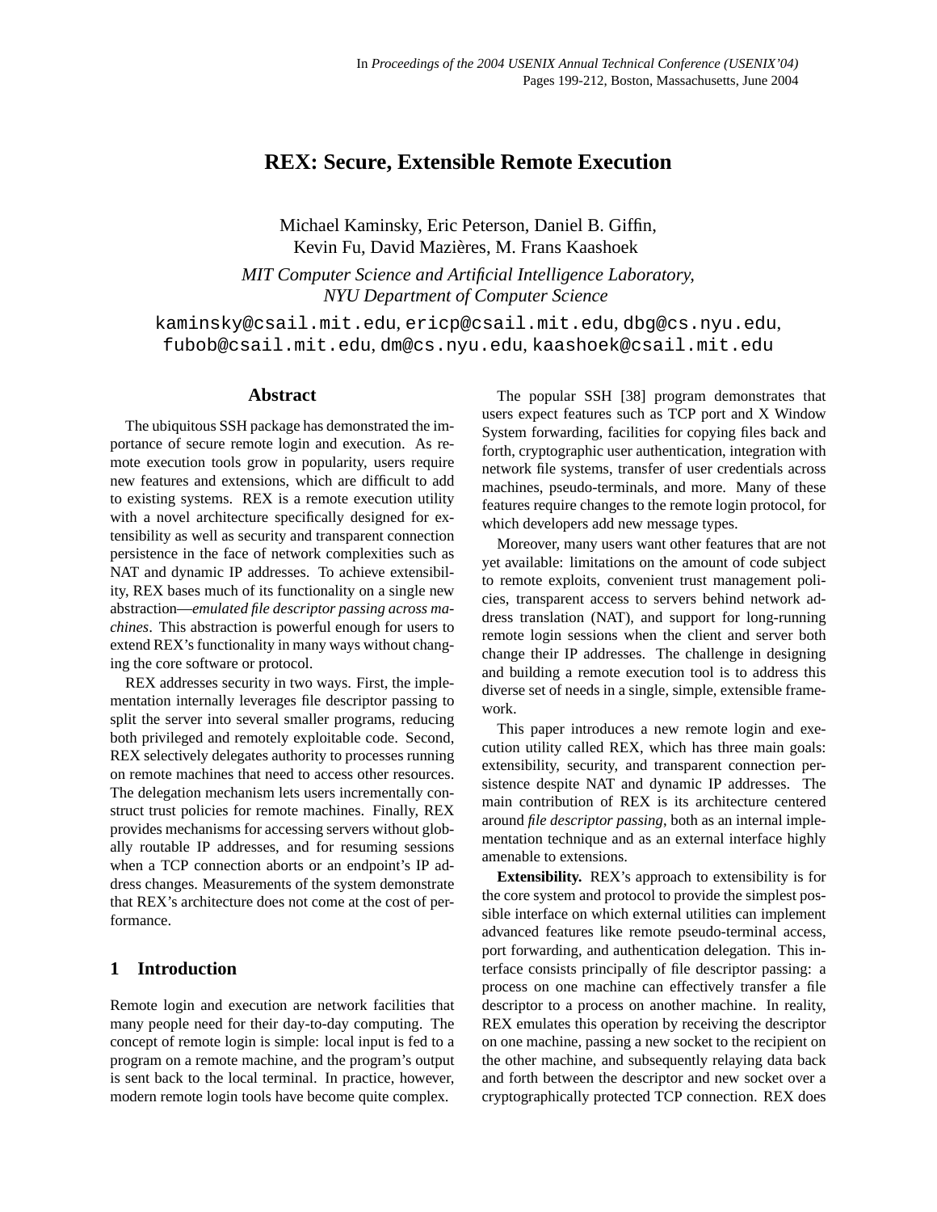In *Proceedings of the 2004 USENIX Annual Technical Conference (USENIX'04)*
Pages 199-212, Boston, Massachusetts, June 2004

# REX: Secure, Extensible Remote Execution

Michael Kaminsky, Eric Peterson, Daniel B. Giffin,
Kevin Fu, David Mazières, M. Frans Kaashoek

*MIT Computer Science and Artificial Intelligence Laboratory,*
*NYU Department of Computer Science*

kaminsky@csail.mit.edu, ericp@csail.mit.edu, dbg@cs.nyu.edu,
fubob@csail.mit.edu, dm@cs.nyu.edu, kaashoek@csail.mit.edu

## Abstract

The ubiquitous SSH package has demonstrated the importance of secure remote login and execution. As remote execution tools grow in popularity, users require new features and extensions, which are difficult to add to existing systems. REX is a remote execution utility with a novel architecture specifically designed for extensibility as well as security and transparent connection persistence in the face of network complexities such as NAT and dynamic IP addresses. To achieve extensibility, REX bases much of its functionality on a single new abstraction—*emulated file descriptor passing across machines*. This abstraction is powerful enough for users to extend REX's functionality in many ways without changing the core software or protocol.

REX addresses security in two ways. First, the implementation internally leverages file descriptor passing to split the server into several smaller programs, reducing both privileged and remotely exploitable code. Second, REX selectively delegates authority to processes running on remote machines that need to access other resources. The delegation mechanism lets users incrementally construct trust policies for remote machines. Finally, REX provides mechanisms for accessing servers without globally routable IP addresses, and for resuming sessions when a TCP connection aborts or an endpoint's IP address changes. Measurements of the system demonstrate that REX's architecture does not come at the cost of performance.

## 1 Introduction

Remote login and execution are network facilities that many people need for their day-to-day computing. The concept of remote login is simple: local input is fed to a program on a remote machine, and the program's output is sent back to the local terminal. In practice, however, modern remote login tools have become quite complex.

The popular SSH [38] program demonstrates that users expect features such as TCP port and X Window System forwarding, facilities for copying files back and forth, cryptographic user authentication, integration with network file systems, transfer of user credentials across machines, pseudo-terminals, and more. Many of these features require changes to the remote login protocol, for which developers add new message types.

Moreover, many users want other features that are not yet available: limitations on the amount of code subject to remote exploits, convenient trust management policies, transparent access to servers behind network address translation (NAT), and support for long-running remote login sessions when the client and server both change their IP addresses. The challenge in designing and building a remote execution tool is to address this diverse set of needs in a single, simple, extensible framework.

This paper introduces a new remote login and execution utility called REX, which has three main goals: extensibility, security, and transparent connection persistence despite NAT and dynamic IP addresses. The main contribution of REX is its architecture centered around *file descriptor passing*, both as an internal implementation technique and as an external interface highly amenable to extensions.

**Extensibility.** REX's approach to extensibility is for the core system and protocol to provide the simplest possible interface on which external utilities can implement advanced features like remote pseudo-terminal access, port forwarding, and authentication delegation. This interface consists principally of file descriptor passing: a process on one machine can effectively transfer a file descriptor to a process on another machine. In reality, REX emulates this operation by receiving the descriptor on one machine, passing a new socket to the recipient on the other machine, and subsequently relaying data back and forth between the descriptor and new socket over a cryptographically protected TCP connection. REX does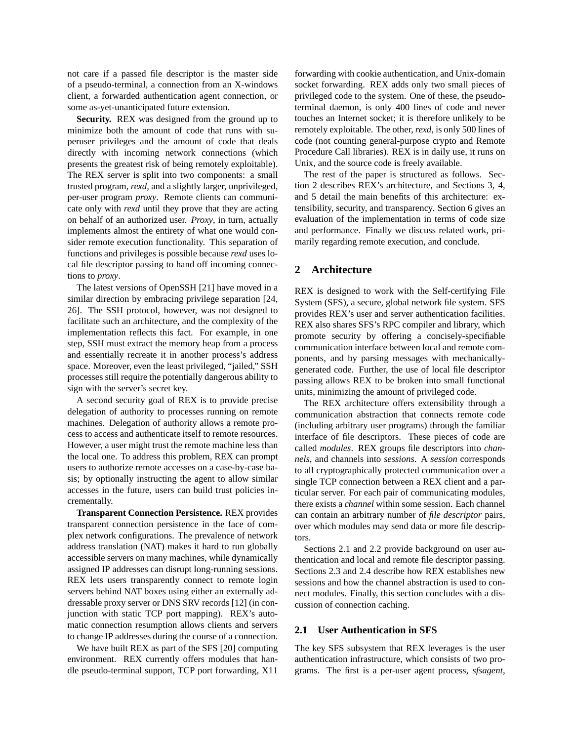not care if a passed file descriptor is the master side of a pseudo-terminal, a connection from an X-windows client, a forwarded authentication agent connection, or some as-yet-unanticipated future extension.

**Security.** REX was designed from the ground up to minimize both the amount of code that runs with superuser privileges and the amount of code that deals directly with incoming network connections (which presents the greatest risk of being remotely exploitable). The REX server is split into two components: a small trusted program, *rexd*, and a slightly larger, unprivileged, per-user program *proxy*. Remote clients can communicate only with *rexd* until they prove that they are acting on behalf of an authorized user. *Proxy*, in turn, actually implements almost the entirety of what one would consider remote execution functionality. This separation of functions and privileges is possible because *rexd* uses local file descriptor passing to hand off incoming connections to *proxy*.

The latest versions of OpenSSH [21] have moved in a similar direction by embracing privilege separation [24, 26]. The SSH protocol, however, was not designed to facilitate such an architecture, and the complexity of the implementation reflects this fact. For example, in one step, SSH must extract the memory heap from a process and essentially recreate it in another process's address space. Moreover, even the least privileged, "jailed," SSH processes still require the potentially dangerous ability to sign with the server's secret key.

A second security goal of REX is to provide precise delegation of authority to processes running on remote machines. Delegation of authority allows a remote process to access and authenticate itself to remote resources. However, a user might trust the remote machine less than the local one. To address this problem, REX can prompt users to authorize remote accesses on a case-by-case basis; by optionally instructing the agent to allow similar accesses in the future, users can build trust policies incrementally.

**Transparent Connection Persistence.** REX provides transparent connection persistence in the face of complex network configurations. The prevalence of network address translation (NAT) makes it hard to run globally accessible servers on many machines, while dynamically assigned IP addresses can disrupt long-running sessions. REX lets users transparently connect to remote login servers behind NAT boxes using either an externally addressable proxy server or DNS SRV records [12] (in conjunction with static TCP port mapping). REX's automatic connection resumption allows clients and servers to change IP addresses during the course of a connection.

We have built REX as part of the SFS [20] computing environment. REX currently offers modules that handle pseudo-terminal support, TCP port forwarding, X11 forwarding with cookie authentication, and Unix-domain socket forwarding. REX adds only two small pieces of privileged code to the system. One of these, the pseudo-terminal daemon, is only 400 lines of code and never touches an Internet socket; it is therefore unlikely to be remotely exploitable. The other, *rexd*, is only 500 lines of code (not counting general-purpose crypto and Remote Procedure Call libraries). REX is in daily use, it runs on Unix, and the source code is freely available.

The rest of the paper is structured as follows. Section 2 describes REX's architecture, and Sections 3, 4, and 5 detail the main benefits of this architecture: extensibility, security, and transparency. Section 6 gives an evaluation of the implementation in terms of code size and performance. Finally we discuss related work, primarily regarding remote execution, and conclude.

## 2 Architecture

REX is designed to work with the Self-certifying File System (SFS), a secure, global network file system. SFS provides REX's user and server authentication facilities. REX also shares SFS's RPC compiler and library, which promote security by offering a concisely-specifiable communication interface between local and remote components, and by parsing messages with mechanically-generated code. Further, the use of local file descriptor passing allows REX to be broken into small functional units, minimizing the amount of privileged code.

The REX architecture offers extensibility through a communication abstraction that connects remote code (including arbitrary user programs) through the familiar interface of file descriptors. These pieces of code are called *modules*. REX groups file descriptors into *channels*, and channels into *sessions*. A *session* corresponds to all cryptographically protected communication over a single TCP connection between a REX client and a particular server. For each pair of communicating modules, there exists a *channel* within some session. Each channel can contain an arbitrary number of *file descriptor* pairs, over which modules may send data or more file descriptors.

Sections 2.1 and 2.2 provide background on user authentication and local and remote file descriptor passing. Sections 2.3 and 2.4 describe how REX establishes new sessions and how the channel abstraction is used to connect modules. Finally, this section concludes with a discussion of connection caching.

### 2.1 User Authentication in SFS

The key SFS subsystem that REX leverages is the user authentication infrastructure, which consists of two programs. The first is a per-user agent process, *sfsagent*,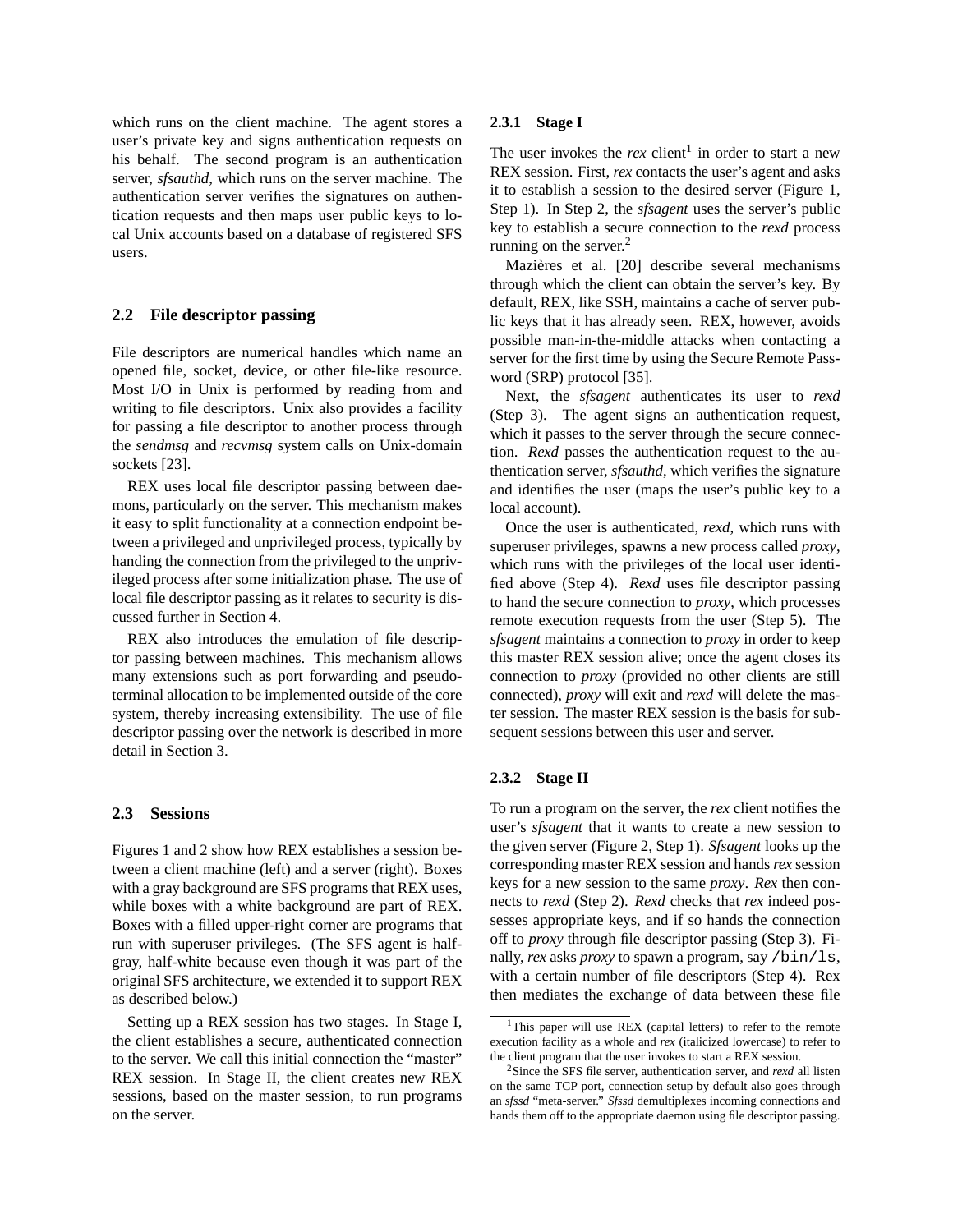which runs on the client machine. The agent stores a user's private key and signs authentication requests on his behalf. The second program is an authentication server, *sfsauthd*, which runs on the server machine. The authentication server verifies the signatures on authentication requests and then maps user public keys to local Unix accounts based on a database of registered SFS users.

## 2.2 File descriptor passing

File descriptors are numerical handles which name an opened file, socket, device, or other file-like resource. Most I/O in Unix is performed by reading from and writing to file descriptors. Unix also provides a facility for passing a file descriptor to another process through the *sendmsg* and *recvmsg* system calls on Unix-domain sockets [23].

REX uses local file descriptor passing between daemons, particularly on the server. This mechanism makes it easy to split functionality at a connection endpoint between a privileged and unprivileged process, typically by handing the connection from the privileged to the unprivileged process after some initialization phase. The use of local file descriptor passing as it relates to security is discussed further in Section 4.

REX also introduces the emulation of file descriptor passing between machines. This mechanism allows many extensions such as port forwarding and pseudo-terminal allocation to be implemented outside of the core system, thereby increasing extensibility. The use of file descriptor passing over the network is described in more detail in Section 3.

## 2.3 Sessions

Figures 1 and 2 show how REX establishes a session between a client machine (left) and a server (right). Boxes with a gray background are SFS programs that REX uses, while boxes with a white background are part of REX. Boxes with a filled upper-right corner are programs that run with superuser privileges. (The SFS agent is half-gray, half-white because even though it was part of the original SFS architecture, we extended it to support REX as described below.)

Setting up a REX session has two stages. In Stage I, the client establishes a secure, authenticated connection to the server. We call this initial connection the "master" REX session. In Stage II, the client creates new REX sessions, based on the master session, to run programs on the server.

### 2.3.1 Stage I

The user invokes the *rex* client[1] in order to start a new REX session. First, *rex* contacts the user's agent and asks it to establish a session to the desired server (Figure 1, Step 1). In Step 2, the *sfsagent* uses the server's public key to establish a secure connection to the *rexd* process running on the server.[2]

Mazières et al. [20] describe several mechanisms through which the client can obtain the server's key. By default, REX, like SSH, maintains a cache of server public keys that it has already seen. REX, however, avoids possible man-in-the-middle attacks when contacting a server for the first time by using the Secure Remote Password (SRP) protocol [35].

Next, the *sfsagent* authenticates its user to *rexd* (Step 3). The agent signs an authentication request, which it passes to the server through the secure connection. *Rexd* passes the authentication request to the authentication server, *sfsauthd*, which verifies the signature and identifies the user (maps the user's public key to a local account).

Once the user is authenticated, *rexd*, which runs with superuser privileges, spawns a new process called *proxy*, which runs with the privileges of the local user identified above (Step 4). *Rexd* uses file descriptor passing to hand the secure connection to *proxy*, which processes remote execution requests from the user (Step 5). The *sfsagent* maintains a connection to *proxy* in order to keep this master REX session alive; once the agent closes its connection to *proxy* (provided no other clients are still connected), *proxy* will exit and *rexd* will delete the master session. The master REX session is the basis for subsequent sessions between this user and server.

### 2.3.2 Stage II

To run a program on the server, the *rex* client notifies the user's *sfsagent* that it wants to create a new session to the given server (Figure 2, Step 1). *Sfsagent* looks up the corresponding master REX session and hands *rex* session keys for a new session to the same *proxy*. *Rex* then connects to *rexd* (Step 2). *Rexd* checks that *rex* indeed possesses appropriate keys, and if so hands the connection off to *proxy* through file descriptor passing (Step 3). Finally, *rex* asks *proxy* to spawn a program, say `/bin/ls`, with a certain number of file descriptors (Step 4). Rex then mediates the exchange of data between these file

[1] This paper will use REX (capital letters) to refer to the remote execution facility as a whole and *rex* (italicized lowercase) to refer to the client program that the user invokes to start a REX session.

[2] Since the SFS file server, authentication server, and *rexd* all listen on the same TCP port, connection setup by default also goes through an *sfssd* "meta-server." *Sfssd* demultiplexes incoming connections and hands them off to the appropriate daemon using file descriptor passing.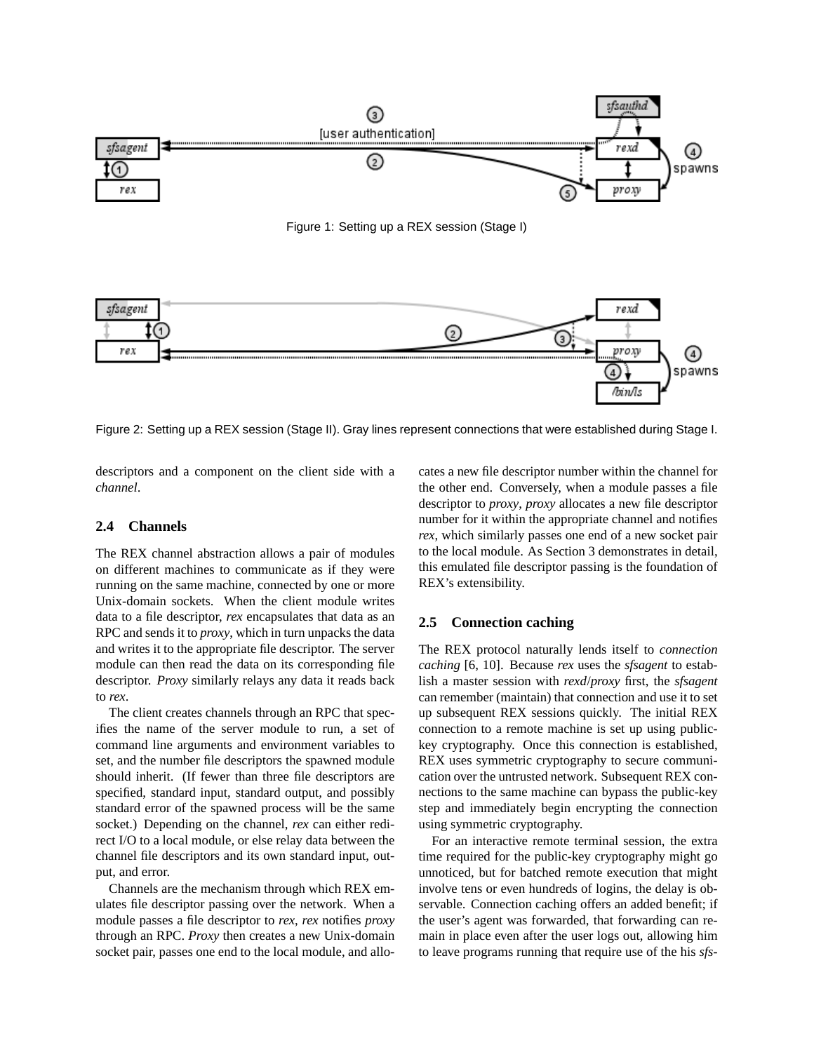Figure 1: Setting up a REX session (Stage I)

Figure 2: Setting up a REX session (Stage II). Gray lines represent connections that were established during Stage I.

descriptors and a component on the client side with a *channel*.

### 2.4 Channels

The REX channel abstraction allows a pair of modules on different machines to communicate as if they were running on the same machine, connected by one or more Unix-domain sockets. When the client module writes data to a file descriptor, *rex* encapsulates that data as an RPC and sends it to *proxy*, which in turn unpacks the data and writes it to the appropriate file descriptor. The server module can then read the data on its corresponding file descriptor. *Proxy* similarly relays any data it reads back to *rex*.

The client creates channels through an RPC that specifies the name of the server module to run, a set of command line arguments and environment variables to set, and the number file descriptors the spawned module should inherit. (If fewer than three file descriptors are specified, standard input, standard output, and possibly standard error of the spawned process will be the same socket.) Depending on the channel, *rex* can either redirect I/O to a local module, or else relay data between the channel file descriptors and its own standard input, output, and error.

Channels are the mechanism through which REX emulates file descriptor passing over the network. When a module passes a file descriptor to *rex*, *rex* notifies *proxy* through an RPC. *Proxy* then creates a new Unix-domain socket pair, passes one end to the local module, and allocates a new file descriptor number within the channel for the other end. Conversely, when a module passes a file descriptor to *proxy*, *proxy* allocates a new file descriptor number for it within the appropriate channel and notifies *rex*, which similarly passes one end of a new socket pair to the local module. As Section 3 demonstrates in detail, this emulated file descriptor passing is the foundation of REX's extensibility.

### 2.5 Connection caching

The REX protocol naturally lends itself to *connection caching* [6, 10]. Because *rex* uses the *sfsagent* to establish a master session with *rexd*/*proxy* first, the *sfsagent* can remember (maintain) that connection and use it to set up subsequent REX sessions quickly. The initial REX connection to a remote machine is set up using public-key cryptography. Once this connection is established, REX uses symmetric cryptography to secure communication over the untrusted network. Subsequent REX connections to the same machine can bypass the public-key step and immediately begin encrypting the connection using symmetric cryptography.

For an interactive remote terminal session, the extra time required for the public-key cryptography might go unnoticed, but for batched remote execution that might involve tens or even hundreds of logins, the delay is observable. Connection caching offers an added benefit; if the user's agent was forwarded, that forwarding can remain in place even after the user logs out, allowing him to leave programs running that require use of the his *sfs*-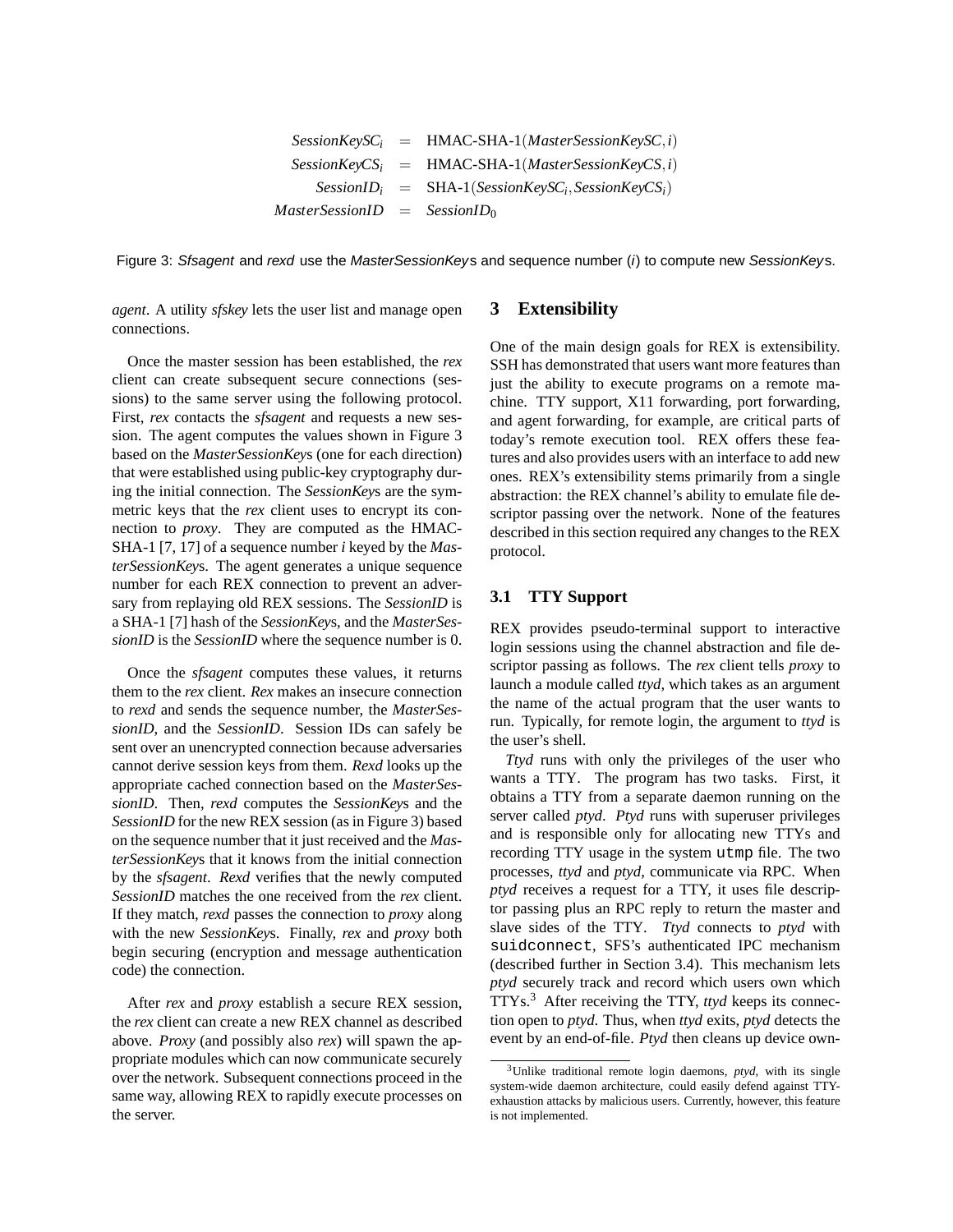$$
\begin{aligned}
SessionKeySC_i &= \text{HMAC-SHA-1}(MasterSessionKeySC, i) \\
SessionKeyCS_i &= \text{HMAC-SHA-1}(MasterSessionKeyCS, i) \\
SessionID_i &= \text{SHA-1}(SessionKeySC_i, SessionKeyCS_i) \\
MasterSessionID &= SessionID_0
\end{aligned}
$$

Figure 3: *Sfsagent* and *rexd* use the *MasterSessionKey*s and sequence number ($i$) to compute new *SessionKey*s.

*agent*. A utility *sfskey* lets the user list and manage open connections.

Once the master session has been established, the *rex* client can create subsequent secure connections (sessions) to the same server using the following protocol. First, *rex* contacts the *sfsagent* and requests a new session. The agent computes the values shown in Figure 3 based on the *MasterSessionKey*s (one for each direction) that were established using public-key cryptography during the initial connection. The *SessionKey*s are the symmetric keys that the *rex* client uses to encrypt its connection to *proxy*. They are computed as the HMAC-SHA-1 [7, 17] of a sequence number $i$ keyed by the *MasterSessionKey*s. The agent generates a unique sequence number for each REX connection to prevent an adversary from replaying old REX sessions. The *SessionID* is a SHA-1 [7] hash of the *SessionKey*s, and the *MasterSessionID* is the *SessionID* where the sequence number is 0.

Once the *sfsagent* computes these values, it returns them to the *rex* client. *Rex* makes an insecure connection to *rexd* and sends the sequence number, the *MasterSessionID*, and the *SessionID*. Session IDs can safely be sent over an unencrypted connection because adversaries cannot derive session keys from them. *Rexd* looks up the appropriate cached connection based on the *MasterSessionID*. Then, *rexd* computes the *SessionKey*s and the *SessionID* for the new REX session (as in Figure 3) based on the sequence number that it just received and the *MasterSessionKey*s that it knows from the initial connection by the *sfsagent*. *Rexd* verifies that the newly computed *SessionID* matches the one received from the *rex* client. If they match, *rexd* passes the connection to *proxy* along with the new *SessionKey*s. Finally, *rex* and *proxy* both begin securing (encryption and message authentication code) the connection.

After *rex* and *proxy* establish a secure REX session, the *rex* client can create a new REX channel as described above. *Proxy* (and possibly also *rex*) will spawn the appropriate modules which can now communicate securely over the network. Subsequent connections proceed in the same way, allowing REX to rapidly execute processes on the server.

## 3 Extensibility

One of the main design goals for REX is extensibility. SSH has demonstrated that users want more features than just the ability to execute programs on a remote machine. TTY support, X11 forwarding, port forwarding, and agent forwarding, for example, are critical parts of today's remote execution tool. REX offers these features and also provides users with an interface to add new ones. REX's extensibility stems primarily from a single abstraction: the REX channel's ability to emulate file descriptor passing over the network. None of the features described in this section required any changes to the REX protocol.

### 3.1 TTY Support

REX provides pseudo-terminal support to interactive login sessions using the channel abstraction and file descriptor passing as follows. The *rex* client tells *proxy* to launch a module called *ttyd*, which takes as an argument the name of the actual program that the user wants to run. Typically, for remote login, the argument to *ttyd* is the user's shell.

*Ttyd* runs with only the privileges of the user who wants a TTY. The program has two tasks. First, it obtains a TTY from a separate daemon running on the server called *ptyd*. *Ptyd* runs with superuser privileges and is responsible only for allocating new TTYs and recording TTY usage in the system `utmp` file. The two processes, *ttyd* and *ptyd*, communicate via RPC. When *ptyd* receives a request for a TTY, it uses file descriptor passing plus an RPC reply to return the master and slave sides of the TTY. *Ttyd* connects to *ptyd* with `suidconnect`, SFS's authenticated IPC mechanism (described further in Section 3.4). This mechanism lets *ptyd* securely track and record which users own which TTYs.[3] After receiving the TTY, *ttyd* keeps its connection open to *ptyd*. Thus, when *ttyd* exits, *ptyd* detects the event by an end-of-file. *Ptyd* then cleans up device own-

[3] Unlike traditional remote login daemons, *ptyd*, with its single system-wide daemon architecture, could easily defend against TTY-exhaustion attacks by malicious users. Currently, however, this feature is not implemented.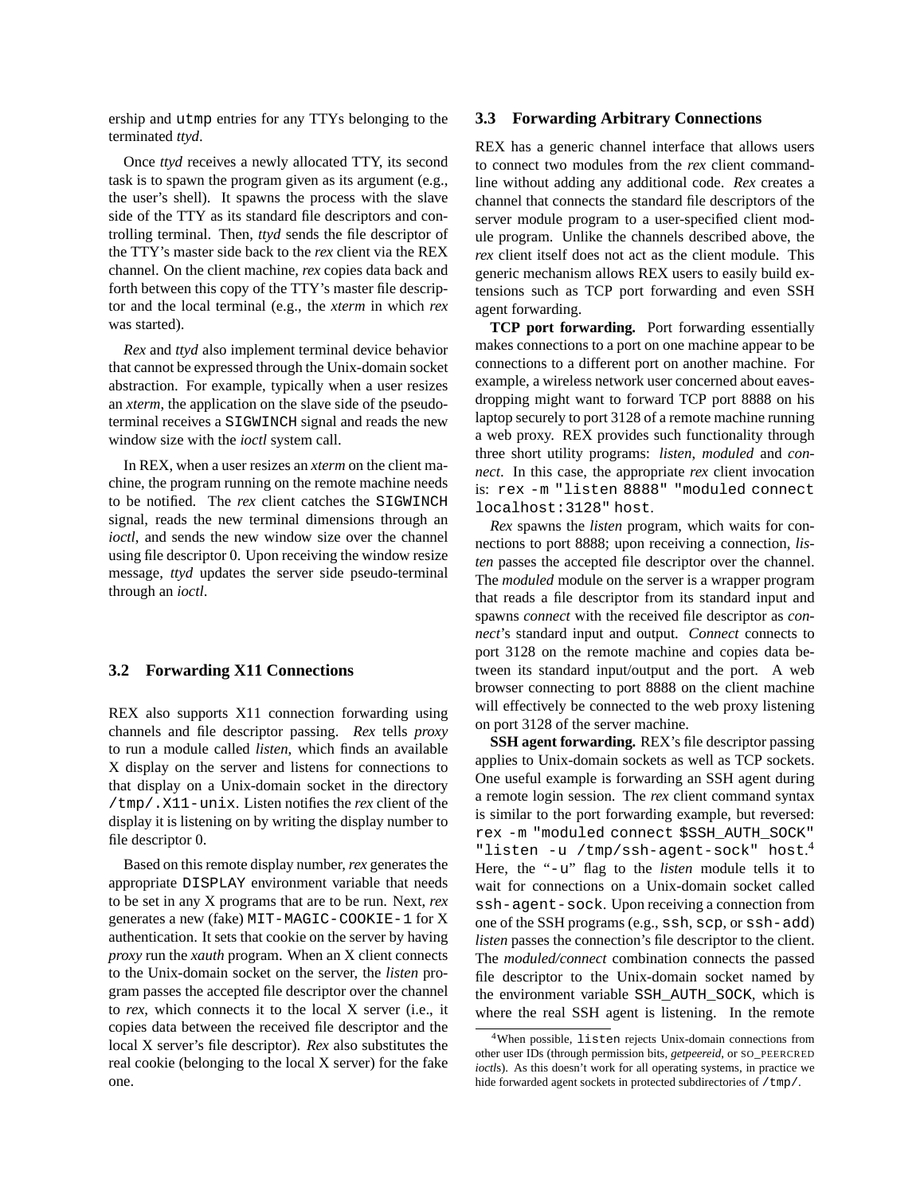ership and `utmp` entries for any TTYs belonging to the terminated *ttyd*.

Once *ttyd* receives a newly allocated TTY, its second task is to spawn the program given as its argument (e.g., the user's shell). It spawns the process with the slave side of the TTY as its standard file descriptors and controlling terminal. Then, *ttyd* sends the file descriptor of the TTY's master side back to the *rex* client via the REX channel. On the client machine, *rex* copies data back and forth between this copy of the TTY's master file descriptor and the local terminal (e.g., the *xterm* in which *rex* was started).

*Rex* and *ttyd* also implement terminal device behavior that cannot be expressed through the Unix-domain socket abstraction. For example, typically when a user resizes an *xterm*, the application on the slave side of the pseudo-terminal receives a `SIGWINCH` signal and reads the new window size with the *ioctl* system call.

In REX, when a user resizes an *xterm* on the client machine, the program running on the remote machine needs to be notified. The *rex* client catches the `SIGWINCH` signal, reads the new terminal dimensions through an *ioctl*, and sends the new window size over the channel using file descriptor 0. Upon receiving the window resize message, *ttyd* updates the server side pseudo-terminal through an *ioctl*.

### 3.2 Forwarding X11 Connections

REX also supports X11 connection forwarding using channels and file descriptor passing. *Rex* tells *proxy* to run a module called *listen*, which finds an available X display on the server and listens for connections to that display on a Unix-domain socket in the directory `/tmp/.X11-unix`. Listen notifies the *rex* client of the display it is listening on by writing the display number to file descriptor 0.

Based on this remote display number, *rex* generates the appropriate `DISPLAY` environment variable that needs to be set in any X programs that are to be run. Next, *rex* generates a new (fake) `MIT-MAGIC-COOKIE-1` for X authentication. It sets that cookie on the server by having *proxy* run the *xauth* program. When an X client connects to the Unix-domain socket on the server, the *listen* program passes the accepted file descriptor over the channel to *rex*, which connects it to the local X server (i.e., it copies data between the received file descriptor and the local X server's file descriptor). *Rex* also substitutes the real cookie (belonging to the local X server) for the fake one.

### 3.3 Forwarding Arbitrary Connections

REX has a generic channel interface that allows users to connect two modules from the *rex* client command-line without adding any additional code. *Rex* creates a channel that connects the standard file descriptors of the server module program to a user-specified client module program. Unlike the channels described above, the *rex* client itself does not act as the client module. This generic mechanism allows REX users to easily build extensions such as TCP port forwarding and even SSH agent forwarding.

**TCP port forwarding.** Port forwarding essentially makes connections to a port on one machine appear to be connections to a different port on another machine. For example, a wireless network user concerned about eavesdropping might want to forward TCP port 8888 on his laptop securely to port 3128 of a remote machine running a web proxy. REX provides such functionality through three short utility programs: *listen*, *moduled* and *connect*. In this case, the appropriate *rex* client invocation is: `rex -m "listen 8888" "moduled connect localhost:3128" host`.

*Rex* spawns the *listen* program, which waits for connections to port 8888; upon receiving a connection, *listen* passes the accepted file descriptor over the channel. The *moduled* module on the server is a wrapper program that reads a file descriptor from its standard input and spawns *connect* with the received file descriptor as *connect*'s standard input and output. *Connect* connects to port 3128 on the remote machine and copies data between its standard input/output and the port. A web browser connecting to port 8888 on the client machine will effectively be connected to the web proxy listening on port 3128 of the server machine.

**SSH agent forwarding.** REX's file descriptor passing applies to Unix-domain sockets as well as TCP sockets. One useful example is forwarding an SSH agent during a remote login session. The *rex* client command syntax is similar to the port forwarding example, but reversed: `rex -m "moduled connect $SSH_AUTH_SOCK" "listen -u /tmp/ssh-agent-sock" host`.[4] Here, the "`-u`" flag to the *listen* module tells it to wait for connections on a Unix-domain socket called `ssh-agent-sock`. Upon receiving a connection from one of the SSH programs (e.g., `ssh`, `scp`, or `ssh-add`) *listen* passes the connection's file descriptor to the client. The *moduled/connect* combination connects the passed file descriptor to the Unix-domain socket named by the environment variable `SSH_AUTH_SOCK`, which is where the real SSH agent is listening. In the remote

[4] When possible, `listen` rejects Unix-domain connections from other user IDs (through permission bits, *getpeereid*, or SO_PEERCRED *ioctl*s). As this doesn't work for all operating systems, in practice we hide forwarded agent sockets in protected subdirectories of `/tmp/`.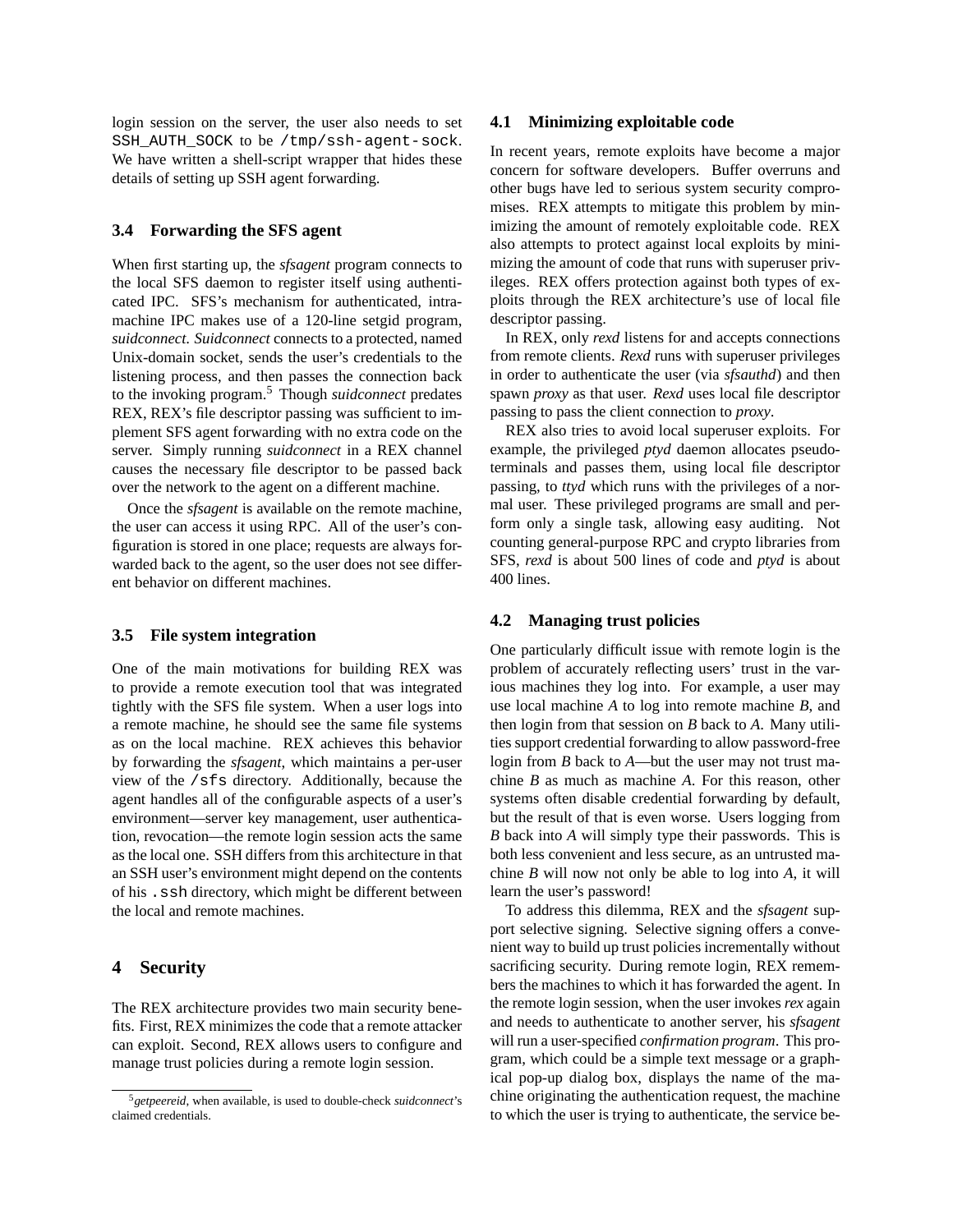login session on the server, the user also needs to set `SSH_AUTH_SOCK` to be `/tmp/ssh-agent-sock`. We have written a shell-script wrapper that hides these details of setting up SSH agent forwarding.

### 3.4 Forwarding the SFS agent

When first starting up, the *sfsagent* program connects to the local SFS daemon to register itself using authenticated IPC. SFS's mechanism for authenticated, intra-machine IPC makes use of a 120-line setgid program, *suidconnect*. *Suidconnect* connects to a protected, named Unix-domain socket, sends the user's credentials to the listening process, and then passes the connection back to the invoking program.[5] Though *suidconnect* predates REX, REX's file descriptor passing was sufficient to implement SFS agent forwarding with no extra code on the server. Simply running *suidconnect* in a REX channel causes the necessary file descriptor to be passed back over the network to the agent on a different machine.

Once the *sfsagent* is available on the remote machine, the user can access it using RPC. All of the user's configuration is stored in one place; requests are always forwarded back to the agent, so the user does not see different behavior on different machines.

### 3.5 File system integration

One of the main motivations for building REX was to provide a remote execution tool that was integrated tightly with the SFS file system. When a user logs into a remote machine, he should see the same file systems as on the local machine. REX achieves this behavior by forwarding the *sfsagent*, which maintains a per-user view of the `/sfs` directory. Additionally, because the agent handles all of the configurable aspects of a user's environment—server key management, user authentication, revocation—the remote login session acts the same as the local one. SSH differs from this architecture in that an SSH user's environment might depend on the contents of his `.ssh` directory, which might be different between the local and remote machines.

## 4 Security

The REX architecture provides two main security benefits. First, REX minimizes the code that a remote attacker can exploit. Second, REX allows users to configure and manage trust policies during a remote login session.

[5] *getpeereid*, when available, is used to double-check *suidconnect*'s claimed credentials.

### 4.1 Minimizing exploitable code

In recent years, remote exploits have become a major concern for software developers. Buffer overruns and other bugs have led to serious system security compromises. REX attempts to mitigate this problem by minimizing the amount of remotely exploitable code. REX also attempts to protect against local exploits by minimizing the amount of code that runs with superuser privileges. REX offers protection against both types of exploits through the REX architecture's use of local file descriptor passing.

In REX, only *rexd* listens for and accepts connections from remote clients. *Rexd* runs with superuser privileges in order to authenticate the user (via *sfsauthd*) and then spawn *proxy* as that user. *Rexd* uses local file descriptor passing to pass the client connection to *proxy*.

REX also tries to avoid local superuser exploits. For example, the privileged *ptyd* daemon allocates pseudo-terminals and passes them, using local file descriptor passing, to *ttyd* which runs with the privileges of a normal user. These privileged programs are small and perform only a single task, allowing easy auditing. Not counting general-purpose RPC and crypto libraries from SFS, *rexd* is about 500 lines of code and *ptyd* is about 400 lines.

### 4.2 Managing trust policies

One particularly difficult issue with remote login is the problem of accurately reflecting users' trust in the various machines they log into. For example, a user may use local machine *A* to log into remote machine *B*, and then login from that session on *B* back to *A*. Many utilities support credential forwarding to allow password-free login from *B* back to *A*—but the user may not trust machine *B* as much as machine *A*. For this reason, other systems often disable credential forwarding by default, but the result of that is even worse. Users logging from *B* back into *A* will simply type their passwords. This is both less convenient and less secure, as an untrusted machine *B* will now not only be able to log into *A*, it will learn the user's password!

To address this dilemma, REX and the *sfsagent* support selective signing. Selective signing offers a convenient way to build up trust policies incrementally without sacrificing security. During remote login, REX remembers the machines to which it has forwarded the agent. In the remote login session, when the user invokes *rex* again and needs to authenticate to another server, his *sfsagent* will run a user-specified *confirmation program*. This program, which could be a simple text message or a graphical pop-up dialog box, displays the name of the machine originating the authentication request, the machine to which the user is trying to authenticate, the service be-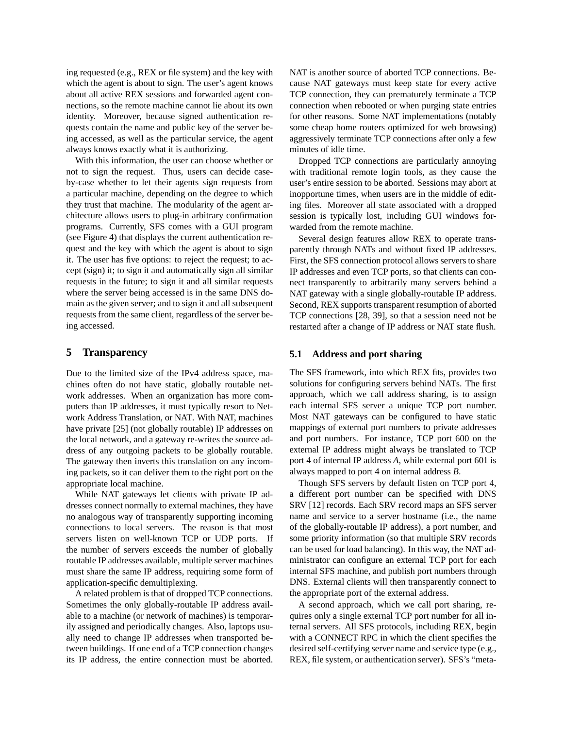ing requested (e.g., REX or file system) and the key with which the agent is about to sign. The user's agent knows about all active REX sessions and forwarded agent connections, so the remote machine cannot lie about its own identity. Moreover, because signed authentication requests contain the name and public key of the server being accessed, as well as the particular service, the agent always knows exactly what it is authorizing.

With this information, the user can choose whether or not to sign the request. Thus, users can decide case-by-case whether to let their agents sign requests from a particular machine, depending on the degree to which they trust that machine. The modularity of the agent architecture allows users to plug-in arbitrary confirmation programs. Currently, SFS comes with a GUI program (see Figure 4) that displays the current authentication request and the key with which the agent is about to sign it. The user has five options: to reject the request; to accept (sign) it; to sign it and automatically sign all similar requests in the future; to sign it and all similar requests where the server being accessed is in the same DNS domain as the given server; and to sign it and all subsequent requests from the same client, regardless of the server being accessed.

## 5 Transparency

Due to the limited size of the IPv4 address space, machines often do not have static, globally routable network addresses. When an organization has more computers than IP addresses, it must typically resort to Network Address Translation, or NAT. With NAT, machines have private [25] (not globally routable) IP addresses on the local network, and a gateway re-writes the source address of any outgoing packets to be globally routable. The gateway then inverts this translation on any incoming packets, so it can deliver them to the right port on the appropriate local machine.

While NAT gateways let clients with private IP addresses connect normally to external machines, they have no analogous way of transparently supporting incoming connections to local servers. The reason is that most servers listen on well-known TCP or UDP ports. If the number of servers exceeds the number of globally routable IP addresses available, multiple server machines must share the same IP address, requiring some form of application-specific demultiplexing.

A related problem is that of dropped TCP connections. Sometimes the only globally-routable IP address available to a machine (or network of machines) is temporarily assigned and periodically changes. Also, laptops usually need to change IP addresses when transported between buildings. If one end of a TCP connection changes its IP address, the entire connection must be aborted. NAT is another source of aborted TCP connections. Because NAT gateways must keep state for every active TCP connection, they can prematurely terminate a TCP connection when rebooted or when purging state entries for other reasons. Some NAT implementations (notably some cheap home routers optimized for web browsing) aggressively terminate TCP connections after only a few minutes of idle time.

Dropped TCP connections are particularly annoying with traditional remote login tools, as they cause the user's entire session to be aborted. Sessions may abort at inopportune times, when users are in the middle of editing files. Moreover all state associated with a dropped session is typically lost, including GUI windows forwarded from the remote machine.

Several design features allow REX to operate transparently through NATs and without fixed IP addresses. First, the SFS connection protocol allows servers to share IP addresses and even TCP ports, so that clients can connect transparently to arbitrarily many servers behind a NAT gateway with a single globally-routable IP address. Second, REX supports transparent resumption of aborted TCP connections [28, 39], so that a session need not be restarted after a change of IP address or NAT state flush.

### 5.1 Address and port sharing

The SFS framework, into which REX fits, provides two solutions for configuring servers behind NATs. The first approach, which we call address sharing, is to assign each internal SFS server a unique TCP port number. Most NAT gateways can be configured to have static mappings of external port numbers to private addresses and port numbers. For instance, TCP port 600 on the external IP address might always be translated to TCP port 4 of internal IP address *A*, while external port 601 is always mapped to port 4 on internal address *B*.

Though SFS servers by default listen on TCP port 4, a different port number can be specified with DNS SRV [12] records. Each SRV record maps an SFS server name and service to a server hostname (i.e., the name of the globally-routable IP address), a port number, and some priority information (so that multiple SRV records can be used for load balancing). In this way, the NAT administrator can configure an external TCP port for each internal SFS machine, and publish port numbers through DNS. External clients will then transparently connect to the appropriate port of the external address.

A second approach, which we call port sharing, requires only a single external TCP port number for all internal servers. All SFS protocols, including REX, begin with a CONNECT RPC in which the client specifies the desired self-certifying server name and service type (e.g., REX, file system, or authentication server). SFS's "meta-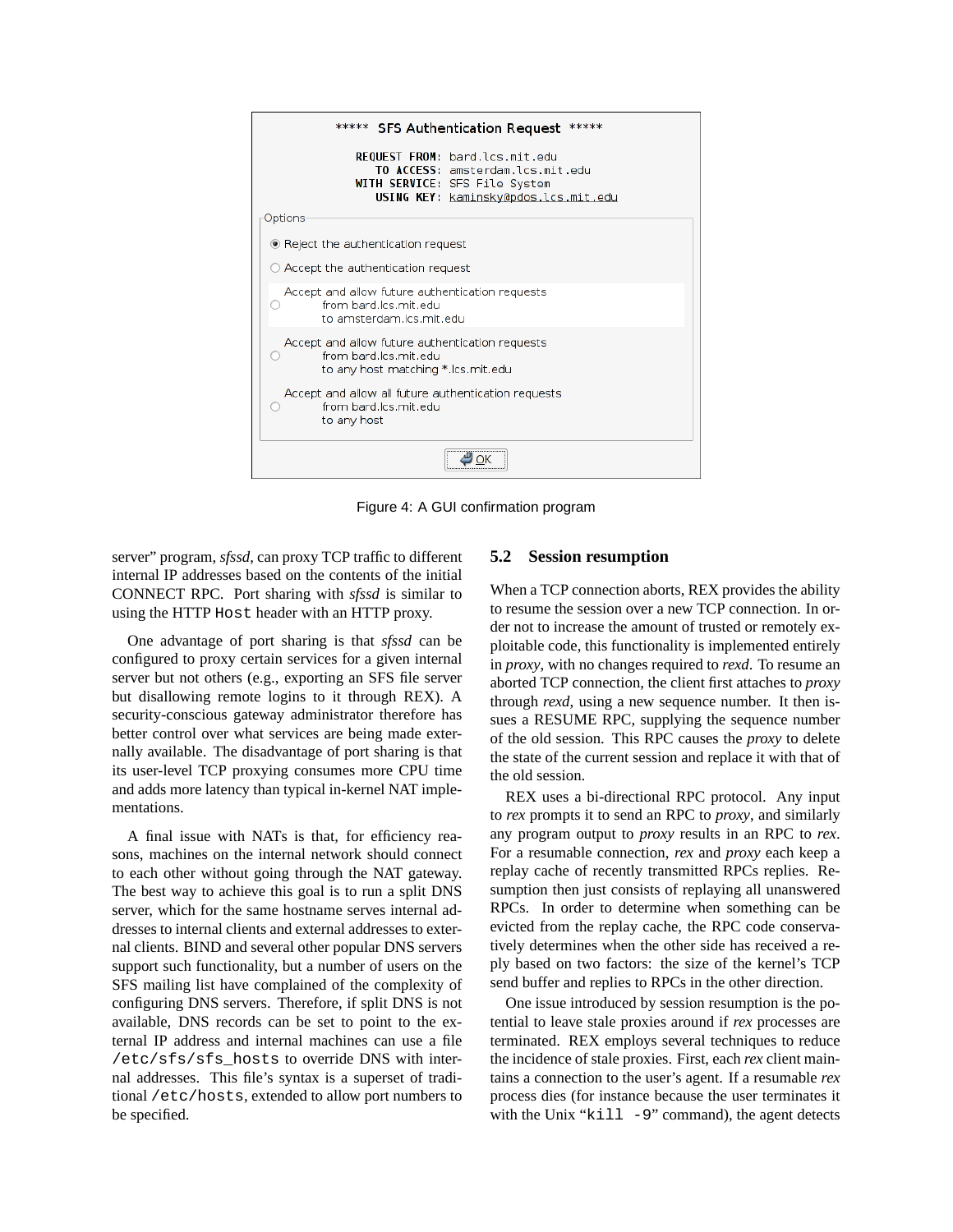***** SFS Authentication Request *****

REQUEST FROM: bard.lcs.mit.edu
TO ACCESS: amsterdam.lcs.mit.edu
WITH SERVICE: SFS File System
USING KEY: kaminsky@pdos.lcs.mit.edu

Options

- Reject the authentication request
- Accept the authentication request
- Accept and allow future authentication requests from bard.lcs.mit.edu to amsterdam.lcs.mit.edu
- Accept and allow future authentication requests from bard.lcs.mit.edu to any host matching *.lcs.mit.edu
- Accept and allow all future authentication requests from bard.lcs.mit.edu to any host

OK

Figure 4: A GUI confirmation program

server" program, *sfssd*, can proxy TCP traffic to different internal IP addresses based on the contents of the initial CONNECT RPC. Port sharing with *sfssd* is similar to using the HTTP `Host` header with an HTTP proxy.

One advantage of port sharing is that *sfssd* can be configured to proxy certain services for a given internal server but not others (e.g., exporting an SFS file server but disallowing remote logins to it through REX). A security-conscious gateway administrator therefore has better control over what services are being made externally available. The disadvantage of port sharing is that its user-level TCP proxying consumes more CPU time and adds more latency than typical in-kernel NAT implementations.

A final issue with NATs is that, for efficiency reasons, machines on the internal network should connect to each other without going through the NAT gateway. The best way to achieve this goal is to run a split DNS server, which for the same hostname serves internal addresses to internal clients and external addresses to external clients. BIND and several other popular DNS servers support such functionality, but a number of users on the SFS mailing list have complained of the complexity of configuring DNS servers. Therefore, if split DNS is not available, DNS records can be set to point to the external IP address and internal machines can use a file `/etc/sfs/sfs_hosts` to override DNS with internal addresses. This file's syntax is a superset of traditional `/etc/hosts`, extended to allow port numbers to be specified.

### 5.2 Session resumption

When a TCP connection aborts, REX provides the ability to resume the session over a new TCP connection. In order not to increase the amount of trusted or remotely exploitable code, this functionality is implemented entirely in *proxy*, with no changes required to *rexd*. To resume an aborted TCP connection, the client first attaches to *proxy* through *rexd*, using a new sequence number. It then issues a RESUME RPC, supplying the sequence number of the old session. This RPC causes the *proxy* to delete the state of the current session and replace it with that of the old session.

REX uses a bi-directional RPC protocol. Any input to *rex* prompts it to send an RPC to *proxy*, and similarly any program output to *proxy* results in an RPC to *rex*. For a resumable connection, *rex* and *proxy* each keep a replay cache of recently transmitted RPCs replies. Resumption then just consists of replaying all unanswered RPCs. In order to determine when something can be evicted from the replay cache, the RPC code conservatively determines when the other side has received a reply based on two factors: the size of the kernel's TCP send buffer and replies to RPCs in the other direction.

One issue introduced by session resumption is the potential to leave stale proxies around if *rex* processes are terminated. REX employs several techniques to reduce the incidence of stale proxies. First, each *rex* client maintains a connection to the user's agent. If a resumable *rex* process dies (for instance because the user terminates it with the Unix "`kill -9`" command), the agent detects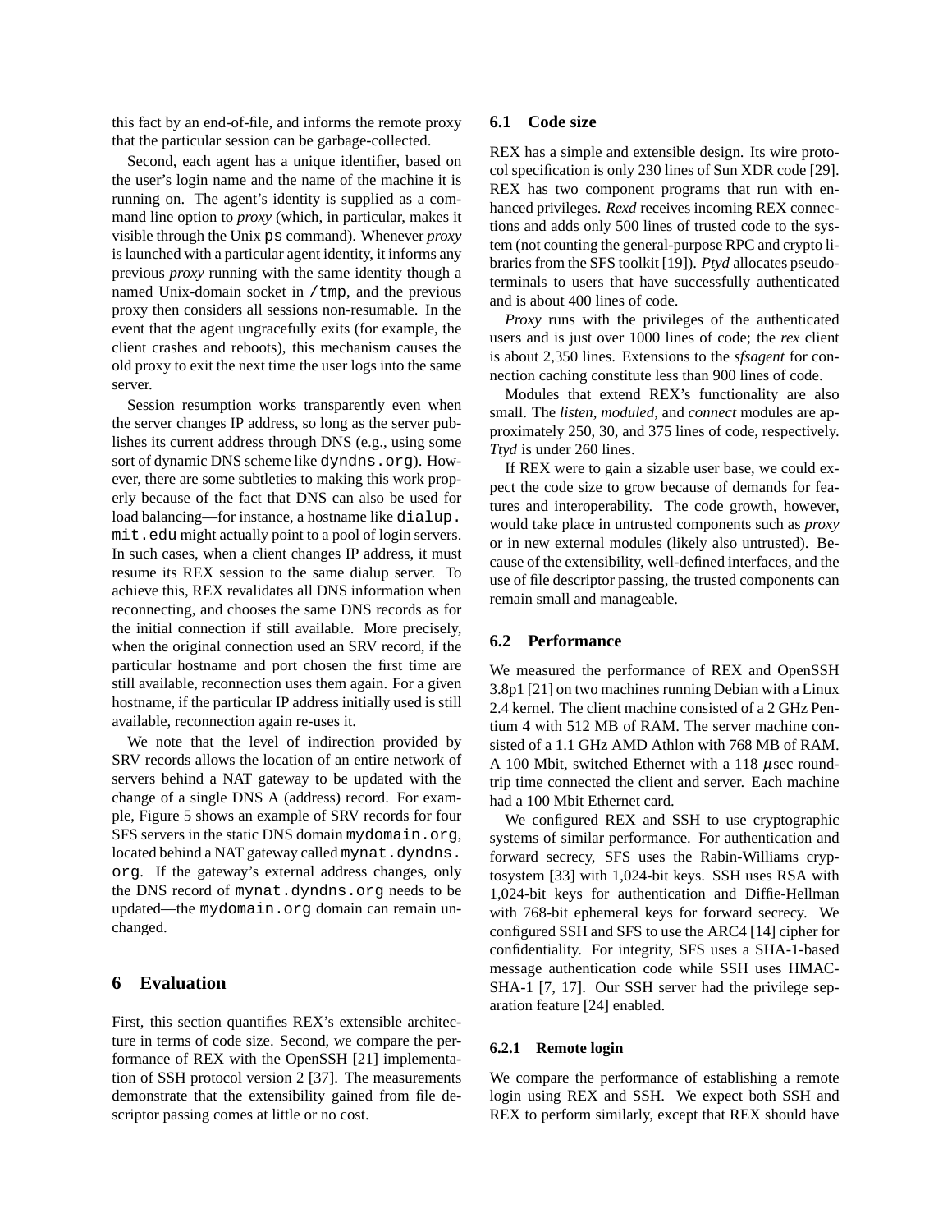this fact by an end-of-file, and informs the remote proxy that the particular session can be garbage-collected.

Second, each agent has a unique identifier, based on the user's login name and the name of the machine it is running on. The agent's identity is supplied as a command line option to *proxy* (which, in particular, makes it visible through the Unix `ps` command). Whenever *proxy* is launched with a particular agent identity, it informs any previous *proxy* running with the same identity though a named Unix-domain socket in `/tmp`, and the previous proxy then considers all sessions non-resumable. In the event that the agent ungracefully exits (for example, the client crashes and reboots), this mechanism causes the old proxy to exit the next time the user logs into the same server.

Session resumption works transparently even when the server changes IP address, so long as the server publishes its current address through DNS (e.g., using some sort of dynamic DNS scheme like `dyndns.org`). However, there are some subtleties to making this work properly because of the fact that DNS can also be used for load balancing—for instance, a hostname like `dialup.mit.edu` might actually point to a pool of login servers. In such cases, when a client changes IP address, it must resume its REX session to the same dialup server. To achieve this, REX revalidates all DNS information when reconnecting, and chooses the same DNS records as for the initial connection if still available. More precisely, when the original connection used an SRV record, if the particular hostname and port chosen the first time are still available, reconnection uses them again. For a given hostname, if the particular IP address initially used is still available, reconnection again re-uses it.

We note that the level of indirection provided by SRV records allows the location of an entire network of servers behind a NAT gateway to be updated with the change of a single DNS A (address) record. For example, Figure 5 shows an example of SRV records for four SFS servers in the static DNS domain `mydomain.org`, located behind a NAT gateway called `mynat.dyndns.org`. If the gateway's external address changes, only the DNS record of `mynat.dyndns.org` needs to be updated—the `mydomain.org` domain can remain unchanged.

# 6 Evaluation

First, this section quantifies REX's extensible architecture in terms of code size. Second, we compare the performance of REX with the OpenSSH [21] implementation of SSH protocol version 2 [37]. The measurements demonstrate that the extensibility gained from file descriptor passing comes at little or no cost.

## 6.1 Code size

REX has a simple and extensible design. Its wire protocol specification is only 230 lines of Sun XDR code [29]. REX has two component programs that run with enhanced privileges. *Rexd* receives incoming REX connections and adds only 500 lines of trusted code to the system (not counting the general-purpose RPC and crypto libraries from the SFS toolkit [19]). *Ptyd* allocates pseudo-terminals to users that have successfully authenticated and is about 400 lines of code.

*Proxy* runs with the privileges of the authenticated users and is just over 1000 lines of code; the *rex* client is about 2,350 lines. Extensions to the *sfsagent* for connection caching constitute less than 900 lines of code.

Modules that extend REX's functionality are also small. The *listen*, *moduled*, and *connect* modules are approximately 250, 30, and 375 lines of code, respectively. *Ttyd* is under 260 lines.

If REX were to gain a sizable user base, we could expect the code size to grow because of demands for features and interoperability. The code growth, however, would take place in untrusted components such as *proxy* or in new external modules (likely also untrusted). Because of the extensibility, well-defined interfaces, and the use of file descriptor passing, the trusted components can remain small and manageable.

## 6.2 Performance

We measured the performance of REX and OpenSSH 3.8p1 [21] on two machines running Debian with a Linux 2.4 kernel. The client machine consisted of a 2 GHz Pentium 4 with 512 MB of RAM. The server machine consisted of a 1.1 GHz AMD Athlon with 768 MB of RAM. A 100 Mbit, switched Ethernet with a 118 $\mu$sec round-trip time connected the client and server. Each machine had a 100 Mbit Ethernet card.

We configured REX and SSH to use cryptographic systems of similar performance. For authentication and forward secrecy, SFS uses the Rabin-Williams cryptosystem [33] with 1,024-bit keys. SSH uses RSA with 1,024-bit keys for authentication and Diffie-Hellman with 768-bit ephemeral keys for forward secrecy. We configured SSH and SFS to use the ARC4 [14] cipher for confidentiality. For integrity, SFS uses a SHA-1-based message authentication code while SSH uses HMAC-SHA-1 [7, 17]. Our SSH server had the privilege separation feature [24] enabled.

### 6.2.1 Remote login

We compare the performance of establishing a remote login using REX and SSH. We expect both SSH and REX to perform similarly, except that REX should have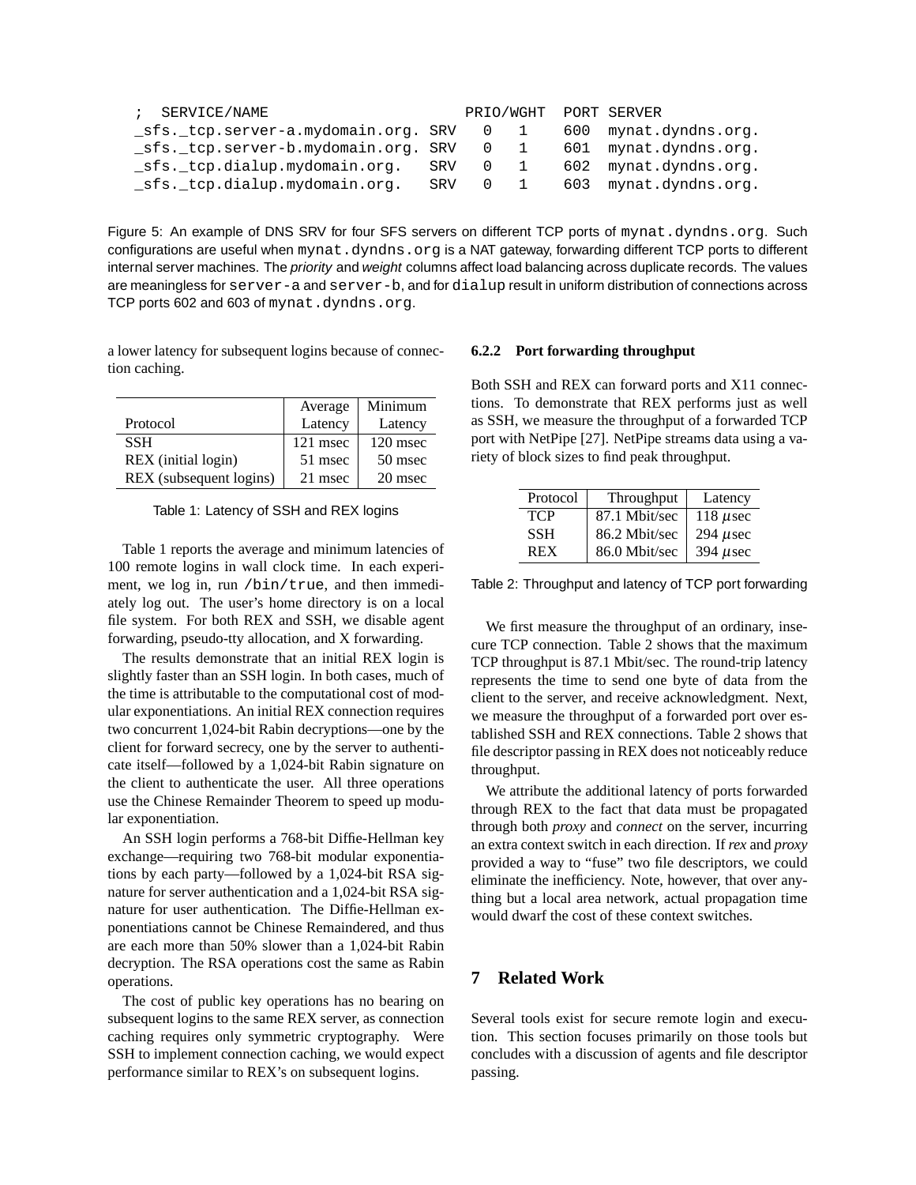```
; SERVICE/NAME                       PRIO/WGHT  PORT SERVER
_sfs._tcp.server-a.mydomain.org. SRV   0   1    600  mynat.dyndns.org.
_sfs._tcp.server-b.mydomain.org. SRV   0   1    601  mynat.dyndns.org.
_sfs._tcp.dialup.mydomain.org.   SRV   0   1    602  mynat.dyndns.org.
_sfs._tcp.dialup.mydomain.org.   SRV   0   1    603  mynat.dyndns.org.
```

Figure 5: An example of DNS SRV for four SFS servers on different TCP ports of `mynat.dyndns.org`. Such configurations are useful when `mynat.dyndns.org` is a NAT gateway, forwarding different TCP ports to different internal server machines. The *priority* and *weight* columns affect load balancing across duplicate records. The values are meaningless for `server-a` and `server-b`, and for `dialup` result in uniform distribution of connections across TCP ports 602 and 603 of `mynat.dyndns.org`.

a lower latency for subsequent logins because of connection caching.

| Protocol | Average Latency | Minimum Latency |
|---|---|---|
| SSH | 121 msec | 120 msec |
| REX (initial login) | 51 msec | 50 msec |
| REX (subsequent logins) | 21 msec | 20 msec |

Table 1: Latency of SSH and REX logins

Table 1 reports the average and minimum latencies of 100 remote logins in wall clock time. In each experiment, we log in, run `/bin/true`, and then immediately log out. The user's home directory is on a local file system. For both REX and SSH, we disable agent forwarding, pseudo-tty allocation, and X forwarding.

The results demonstrate that an initial REX login is slightly faster than an SSH login. In both cases, much of the time is attributable to the computational cost of modular exponentiations. An initial REX connection requires two concurrent 1,024-bit Rabin decryptions—one by the client for forward secrecy, one by the server to authenticate itself—followed by a 1,024-bit Rabin signature on the client to authenticate the user. All three operations use the Chinese Remainder Theorem to speed up modular exponentiation.

An SSH login performs a 768-bit Diffie-Hellman key exchange—requiring two 768-bit modular exponentiations by each party—followed by a 1,024-bit RSA signature for server authentication and a 1,024-bit RSA signature for user authentication. The Diffie-Hellman exponentiations cannot be Chinese Remaindered, and thus are each more than 50% slower than a 1,024-bit Rabin decryption. The RSA operations cost the same as Rabin operations.

The cost of public key operations has no bearing on subsequent logins to the same REX server, as connection caching requires only symmetric cryptography. Were SSH to implement connection caching, we would expect performance similar to REX's on subsequent logins.

#### 6.2.2 Port forwarding throughput

Both SSH and REX can forward ports and X11 connections. To demonstrate that REX performs just as well as SSH, we measure the throughput of a forwarded TCP port with NetPipe [27]. NetPipe streams data using a variety of block sizes to find peak throughput.

| Protocol | Throughput | Latency |
|---|---|---|
| TCP | 87.1 Mbit/sec | 118 $\mu$sec |
| SSH | 86.2 Mbit/sec | 294 $\mu$sec |
| REX | 86.0 Mbit/sec | 394 $\mu$sec |

Table 2: Throughput and latency of TCP port forwarding

We first measure the throughput of an ordinary, insecure TCP connection. Table 2 shows that the maximum TCP throughput is 87.1 Mbit/sec. The round-trip latency represents the time to send one byte of data from the client to the server, and receive acknowledgment. Next, we measure the throughput of a forwarded port over established SSH and REX connections. Table 2 shows that file descriptor passing in REX does not noticeably reduce throughput.

We attribute the additional latency of ports forwarded through REX to the fact that data must be propagated through both *proxy* and *connect* on the server, incurring an extra context switch in each direction. If *rex* and *proxy* provided a way to "fuse" two file descriptors, we could eliminate the inefficiency. Note, however, that over anything but a local area network, actual propagation time would dwarf the cost of these context switches.

## 7 Related Work

Several tools exist for secure remote login and execution. This section focuses primarily on those tools but concludes with a discussion of agents and file descriptor passing.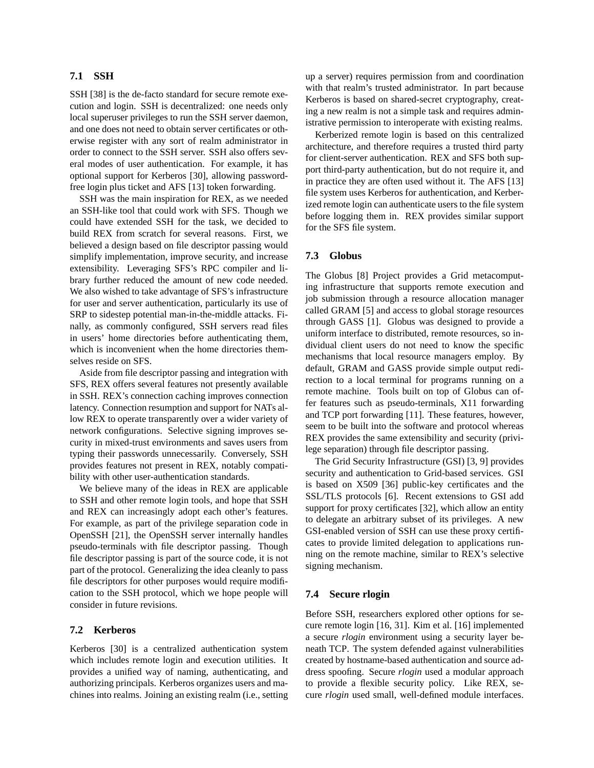### 7.1 SSH

SSH [38] is the de-facto standard for secure remote execution and login. SSH is decentralized: one needs only local superuser privileges to run the SSH server daemon, and one does not need to obtain server certificates or otherwise register with any sort of realm administrator in order to connect to the SSH server. SSH also offers several modes of user authentication. For example, it has optional support for Kerberos [30], allowing password-free login plus ticket and AFS [13] token forwarding.

SSH was the main inspiration for REX, as we needed an SSH-like tool that could work with SFS. Though we could have extended SSH for the task, we decided to build REX from scratch for several reasons. First, we believed a design based on file descriptor passing would simplify implementation, improve security, and increase extensibility. Leveraging SFS's RPC compiler and library further reduced the amount of new code needed. We also wished to take advantage of SFS's infrastructure for user and server authentication, particularly its use of SRP to sidestep potential man-in-the-middle attacks. Finally, as commonly configured, SSH servers read files in users' home directories before authenticating them, which is inconvenient when the home directories themselves reside on SFS.

Aside from file descriptor passing and integration with SFS, REX offers several features not presently available in SSH. REX's connection caching improves connection latency. Connection resumption and support for NATs allow REX to operate transparently over a wider variety of network configurations. Selective signing improves security in mixed-trust environments and saves users from typing their passwords unnecessarily. Conversely, SSH provides features not present in REX, notably compatibility with other user-authentication standards.

We believe many of the ideas in REX are applicable to SSH and other remote login tools, and hope that SSH and REX can increasingly adopt each other's features. For example, as part of the privilege separation code in OpenSSH [21], the OpenSSH server internally handles pseudo-terminals with file descriptor passing. Though file descriptor passing is part of the source code, it is not part of the protocol. Generalizing the idea cleanly to pass file descriptors for other purposes would require modification to the SSH protocol, which we hope people will consider in future revisions.

### 7.2 Kerberos

Kerberos [30] is a centralized authentication system which includes remote login and execution utilities. It provides a unified way of naming, authenticating, and authorizing principals. Kerberos organizes users and machines into realms. Joining an existing realm (i.e., setting up a server) requires permission from and coordination with that realm's trusted administrator. In part because Kerberos is based on shared-secret cryptography, creating a new realm is not a simple task and requires administrative permission to interoperate with existing realms.

Kerberized remote login is based on this centralized architecture, and therefore requires a trusted third party for client-server authentication. REX and SFS both support third-party authentication, but do not require it, and in practice they are often used without it. The AFS [13] file system uses Kerberos for authentication, and Kerberized remote login can authenticate users to the file system before logging them in. REX provides similar support for the SFS file system.

### 7.3 Globus

The Globus [8] Project provides a Grid metacomputing infrastructure that supports remote execution and job submission through a resource allocation manager called GRAM [5] and access to global storage resources through GASS [1]. Globus was designed to provide a uniform interface to distributed, remote resources, so individual client users do not need to know the specific mechanisms that local resource managers employ. By default, GRAM and GASS provide simple output redirection to a local terminal for programs running on a remote machine. Tools built on top of Globus can offer features such as pseudo-terminals, X11 forwarding and TCP port forwarding [11]. These features, however, seem to be built into the software and protocol whereas REX provides the same extensibility and security (privilege separation) through file descriptor passing.

The Grid Security Infrastructure (GSI) [3, 9] provides security and authentication to Grid-based services. GSI is based on X509 [36] public-key certificates and the SSL/TLS protocols [6]. Recent extensions to GSI add support for proxy certificates [32], which allow an entity to delegate an arbitrary subset of its privileges. A new GSI-enabled version of SSH can use these proxy certificates to provide limited delegation to applications running on the remote machine, similar to REX's selective signing mechanism.

### 7.4 Secure rlogin

Before SSH, researchers explored other options for secure remote login [16, 31]. Kim et al. [16] implemented a secure *rlogin* environment using a security layer beneath TCP. The system defended against vulnerabilities created by hostname-based authentication and source address spoofing. Secure *rlogin* used a modular approach to provide a flexible security policy. Like REX, secure *rlogin* used small, well-defined module interfaces.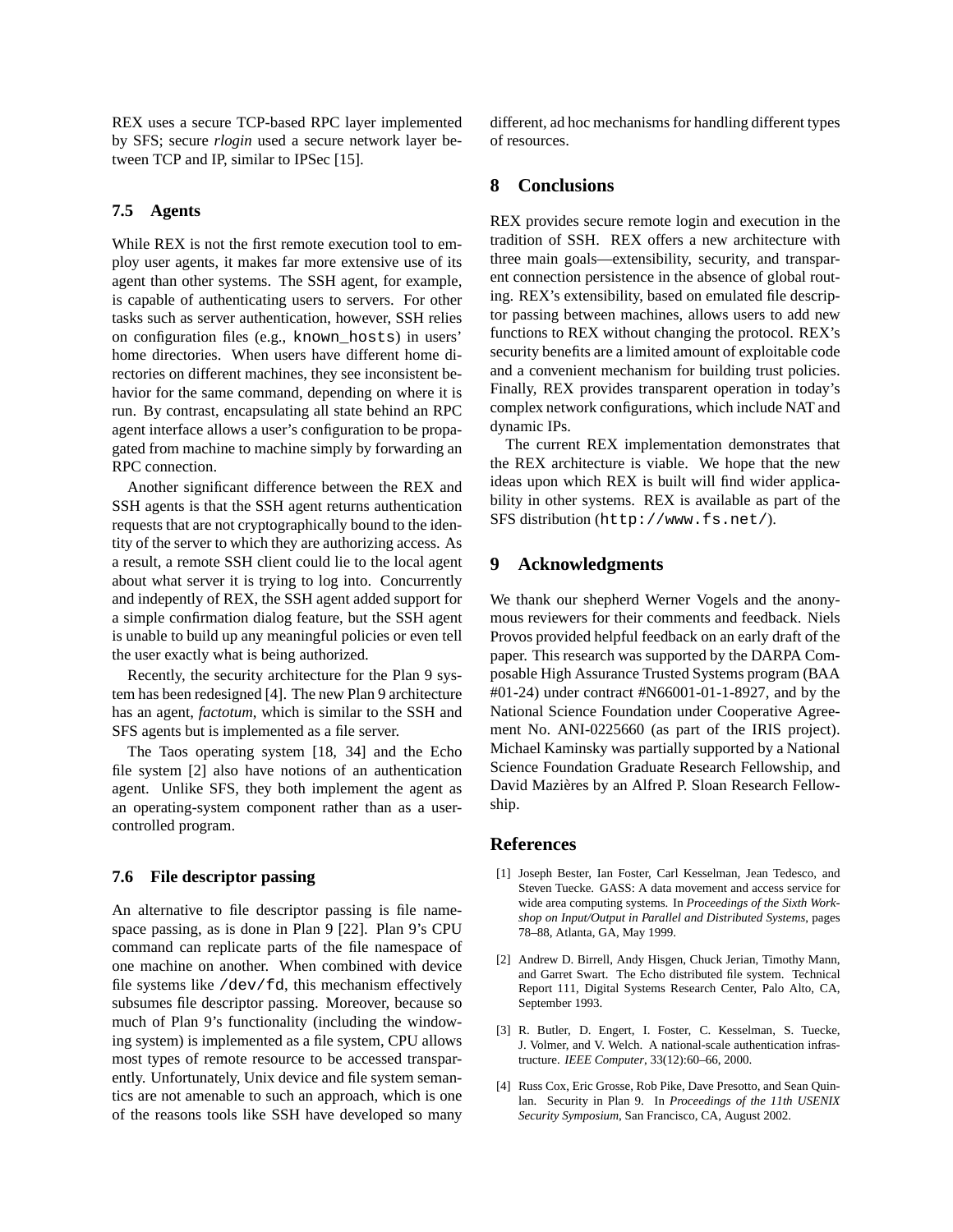REX uses a secure TCP-based RPC layer implemented by SFS; secure *rlogin* used a secure network layer between TCP and IP, similar to IPSec [15].

### 7.5 Agents

While REX is not the first remote execution tool to employ user agents, it makes far more extensive use of its agent than other systems. The SSH agent, for example, is capable of authenticating users to servers. For other tasks such as server authentication, however, SSH relies on configuration files (e.g., `known_hosts`) in users' home directories. When users have different home directories on different machines, they see inconsistent behavior for the same command, depending on where it is run. By contrast, encapsulating all state behind an RPC agent interface allows a user's configuration to be propagated from machine to machine simply by forwarding an RPC connection.

Another significant difference between the REX and SSH agents is that the SSH agent returns authentication requests that are not cryptographically bound to the identity of the server to which they are authorizing access. As a result, a remote SSH client could lie to the local agent about what server it is trying to log into. Concurrently and indepently of REX, the SSH agent added support for a simple confirmation dialog feature, but the SSH agent is unable to build up any meaningful policies or even tell the user exactly what is being authorized.

Recently, the security architecture for the Plan 9 system has been redesigned [4]. The new Plan 9 architecture has an agent, *factotum*, which is similar to the SSH and SFS agents but is implemented as a file server.

The Taos operating system [18, 34] and the Echo file system [2] also have notions of an authentication agent. Unlike SFS, they both implement the agent as an operating-system component rather than as a user-controlled program.

### 7.6 File descriptor passing

An alternative to file descriptor passing is file namespace passing, as is done in Plan 9 [22]. Plan 9's CPU command can replicate parts of the file namespace of one machine on another. When combined with device file systems like `/dev/fd`, this mechanism effectively subsumes file descriptor passing. Moreover, because so much of Plan 9's functionality (including the windowing system) is implemented as a file system, CPU allows most types of remote resource to be accessed transparently. Unfortunately, Unix device and file system semantics are not amenable to such an approach, which is one of the reasons tools like SSH have developed so many different, ad hoc mechanisms for handling different types of resources.

## 8 Conclusions

REX provides secure remote login and execution in the tradition of SSH. REX offers a new architecture with three main goals—extensibility, security, and transparent connection persistence in the absence of global routing. REX's extensibility, based on emulated file descriptor passing between machines, allows users to add new functions to REX without changing the protocol. REX's security benefits are a limited amount of exploitable code and a convenient mechanism for building trust policies. Finally, REX provides transparent operation in today's complex network configurations, which include NAT and dynamic IPs.

The current REX implementation demonstrates that the REX architecture is viable. We hope that the new ideas upon which REX is built will find wider applicability in other systems. REX is available as part of the SFS distribution (`http://www.fs.net/`).

## 9 Acknowledgments

We thank our shepherd Werner Vogels and the anonymous reviewers for their comments and feedback. Niels Provos provided helpful feedback on an early draft of the paper. This research was supported by the DARPA Composable High Assurance Trusted Systems program (BAA #01-24) under contract #N66001-01-1-8927, and by the National Science Foundation under Cooperative Agreement No. ANI-0225660 (as part of the IRIS project). Michael Kaminsky was partially supported by a National Science Foundation Graduate Research Fellowship, and David Mazières by an Alfred P. Sloan Research Fellowship.

## References

[1] Joseph Bester, Ian Foster, Carl Kesselman, Jean Tedesco, and Steven Tuecke. GASS: A data movement and access service for wide area computing systems. In *Proceedings of the Sixth Workshop on Input/Output in Parallel and Distributed Systems*, pages 78–88, Atlanta, GA, May 1999.

[2] Andrew D. Birrell, Andy Hisgen, Chuck Jerian, Timothy Mann, and Garret Swart. The Echo distributed file system. Technical Report 111, Digital Systems Research Center, Palo Alto, CA, September 1993.

[3] R. Butler, D. Engert, I. Foster, C. Kesselman, S. Tuecke, J. Volmer, and V. Welch. A national-scale authentication infrastructure. *IEEE Computer*, 33(12):60–66, 2000.

[4] Russ Cox, Eric Grosse, Rob Pike, Dave Presotto, and Sean Quinlan. Security in Plan 9. In *Proceedings of the 11th USENIX Security Symposium*, San Francisco, CA, August 2002.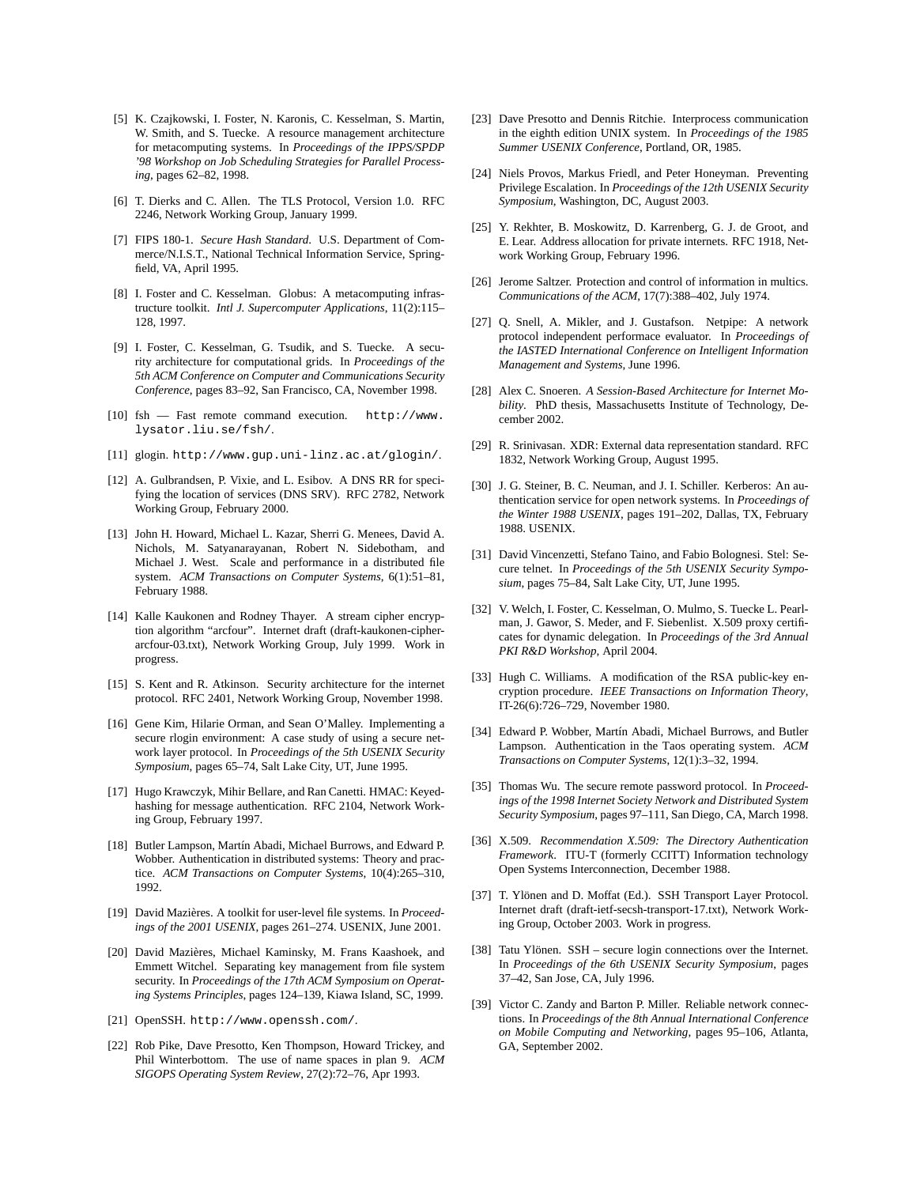[5] K. Czajkowski, I. Foster, N. Karonis, C. Kesselman, S. Martin, W. Smith, and S. Tuecke. A resource management architecture for metacomputing systems. In *Proceedings of the IPPS/SPDP '98 Workshop on Job Scheduling Strategies for Parallel Processing*, pages 62–82, 1998.

[6] T. Dierks and C. Allen. The TLS Protocol, Version 1.0. RFC 2246, Network Working Group, January 1999.

[7] FIPS 180-1. *Secure Hash Standard*. U.S. Department of Commerce/N.I.S.T., National Technical Information Service, Springfield, VA, April 1995.

[8] I. Foster and C. Kesselman. Globus: A metacomputing infrastructure toolkit. *Intl J. Supercomputer Applications*, 11(2):115–128, 1997.

[9] I. Foster, C. Kesselman, G. Tsudik, and S. Tuecke. A security architecture for computational grids. In *Proceedings of the 5th ACM Conference on Computer and Communications Security Conference*, pages 83–92, San Francisco, CA, November 1998.

[10] fsh — Fast remote command execution. `http://www.lysator.liu.se/fsh/`.

[11] glogin. `http://www.gup.uni-linz.ac.at/glogin/`.

[12] A. Gulbrandsen, P. Vixie, and L. Esibov. A DNS RR for specifying the location of services (DNS SRV). RFC 2782, Network Working Group, February 2000.

[13] John H. Howard, Michael L. Kazar, Sherri G. Menees, David A. Nichols, M. Satyanarayanan, Robert N. Sidebotham, and Michael J. West. Scale and performance in a distributed file system. *ACM Transactions on Computer Systems*, 6(1):51–81, February 1988.

[14] Kalle Kaukonen and Rodney Thayer. A stream cipher encryption algorithm "arcfour". Internet draft (draft-kaukonen-cipher-arcfour-03.txt), Network Working Group, July 1999. Work in progress.

[15] S. Kent and R. Atkinson. Security architecture for the internet protocol. RFC 2401, Network Working Group, November 1998.

[16] Gene Kim, Hilarie Orman, and Sean O'Malley. Implementing a secure rlogin environment: A case study of using a secure network layer protocol. In *Proceedings of the 5th USENIX Security Symposium*, pages 65–74, Salt Lake City, UT, June 1995.

[17] Hugo Krawczyk, Mihir Bellare, and Ran Canetti. HMAC: Keyed-hashing for message authentication. RFC 2104, Network Working Group, February 1997.

[18] Butler Lampson, Martín Abadi, Michael Burrows, and Edward P. Wobber. Authentication in distributed systems: Theory and practice. *ACM Transactions on Computer Systems*, 10(4):265–310, 1992.

[19] David Mazières. A toolkit for user-level file systems. In *Proceedings of the 2001 USENIX*, pages 261–274. USENIX, June 2001.

[20] David Mazières, Michael Kaminsky, M. Frans Kaashoek, and Emmett Witchel. Separating key management from file system security. In *Proceedings of the 17th ACM Symposium on Operating Systems Principles*, pages 124–139, Kiawa Island, SC, 1999.

[21] OpenSSH. `http://www.openssh.com/`.

[22] Rob Pike, Dave Presotto, Ken Thompson, Howard Trickey, and Phil Winterbottom. The use of name spaces in plan 9. *ACM SIGOPS Operating System Review*, 27(2):72–76, Apr 1993.

[23] Dave Presotto and Dennis Ritchie. Interprocess communication in the eighth edition UNIX system. In *Proceedings of the 1985 Summer USENIX Conference*, Portland, OR, 1985.

[24] Niels Provos, Markus Friedl, and Peter Honeyman. Preventing Privilege Escalation. In *Proceedings of the 12th USENIX Security Symposium*, Washington, DC, August 2003.

[25] Y. Rekhter, B. Moskowitz, D. Karrenberg, G. J. de Groot, and E. Lear. Address allocation for private internets. RFC 1918, Network Working Group, February 1996.

[26] Jerome Saltzer. Protection and control of information in multics. *Communications of the ACM*, 17(7):388–402, July 1974.

[27] Q. Snell, A. Mikler, and J. Gustafson. Netpipe: A network protocol independent performace evaluator. In *Proceedings of the IASTED International Conference on Intelligent Information Management and Systems*, June 1996.

[28] Alex C. Snoeren. *A Session-Based Architecture for Internet Mobility*. PhD thesis, Massachusetts Institute of Technology, December 2002.

[29] R. Srinivasan. XDR: External data representation standard. RFC 1832, Network Working Group, August 1995.

[30] J. G. Steiner, B. C. Neuman, and J. I. Schiller. Kerberos: An authentication service for open network systems. In *Proceedings of the Winter 1988 USENIX*, pages 191–202, Dallas, TX, February 1988. USENIX.

[31] David Vincenzetti, Stefano Taino, and Fabio Bolognesi. Stel: Secure telnet. In *Proceedings of the 5th USENIX Security Symposium*, pages 75–84, Salt Lake City, UT, June 1995.

[32] V. Welch, I. Foster, C. Kesselman, O. Mulmo, S. Tuecke L. Pearlman, J. Gawor, S. Meder, and F. Siebenlist. X.509 proxy certificates for dynamic delegation. In *Proceedings of the 3rd Annual PKI R&D Workshop*, April 2004.

[33] Hugh C. Williams. A modification of the RSA public-key encryption procedure. *IEEE Transactions on Information Theory*, IT-26(6):726–729, November 1980.

[34] Edward P. Wobber, Martín Abadi, Michael Burrows, and Butler Lampson. Authentication in the Taos operating system. *ACM Transactions on Computer Systems*, 12(1):3–32, 1994.

[35] Thomas Wu. The secure remote password protocol. In *Proceedings of the 1998 Internet Society Network and Distributed System Security Symposium*, pages 97–111, San Diego, CA, March 1998.

[36] X.509. *Recommendation X.509: The Directory Authentication Framework*. ITU-T (formerly CCITT) Information technology Open Systems Interconnection, December 1988.

[37] T. Ylönen and D. Moffat (Ed.). SSH Transport Layer Protocol. Internet draft (draft-ietf-secsh-transport-17.txt), Network Working Group, October 2003. Work in progress.

[38] Tatu Ylönen. SSH – secure login connections over the Internet. In *Proceedings of the 6th USENIX Security Symposium*, pages 37–42, San Jose, CA, July 1996.

[39] Victor C. Zandy and Barton P. Miller. Reliable network connections. In *Proceedings of the 8th Annual International Conference on Mobile Computing and Networking*, pages 95–106, Atlanta, GA, September 2002.